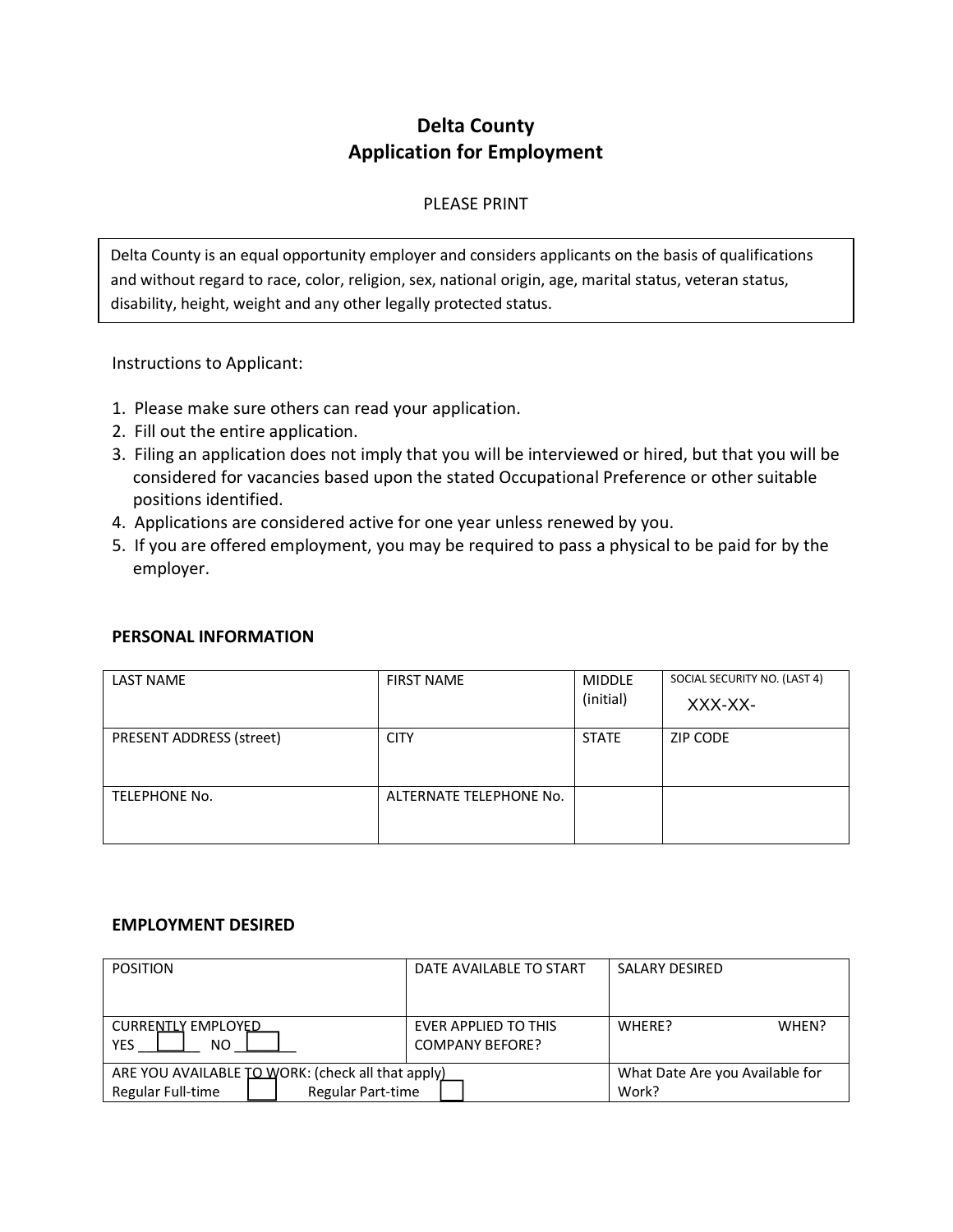# Delta County
# Application for Employment

PLEASE PRINT

Delta County is an equal opportunity employer and considers applicants on the basis of qualifications and without regard to race, color, religion, sex, national origin, age, marital status, veteran status, disability, height, weight and any other legally protected status.

Instructions to Applicant:

1. Please make sure others can read your application.
2. Fill out the entire application.
3. Filing an application does not imply that you will be interviewed or hired, but that you will be considered for vacancies based upon the stated Occupational Preference or other suitable positions identified.
4. Applications are considered active for one year unless renewed by you.
5. If you are offered employment, you may be required to pass a physical to be paid for by the employer.

### PERSONAL INFORMATION

| | | | |
|---|---|---|---|
| LAST NAME | FIRST NAME | MIDDLE (initial) | SOCIAL SECURITY NO. (LAST 4) XXX-XX- |
| PRESENT ADDRESS (street) | CITY | STATE | ZIP CODE |
| TELEPHONE No. | ALTERNATE TELEPHONE No. | | |

### EMPLOYMENT DESIRED

| | | |
|---|---|---|
| POSITION | DATE AVAILABLE TO START | SALARY DESIRED |
| CURRENTLY EMPLOYED YES ☐ NO ☐ | EVER APPLIED TO THIS COMPANY BEFORE? | WHERE? WHEN? |
| ARE YOU AVAILABLE TO WORK: (check all that apply) Regular Full-time ☐ Regular Part-time ☐ | | What Date Are you Available for Work? |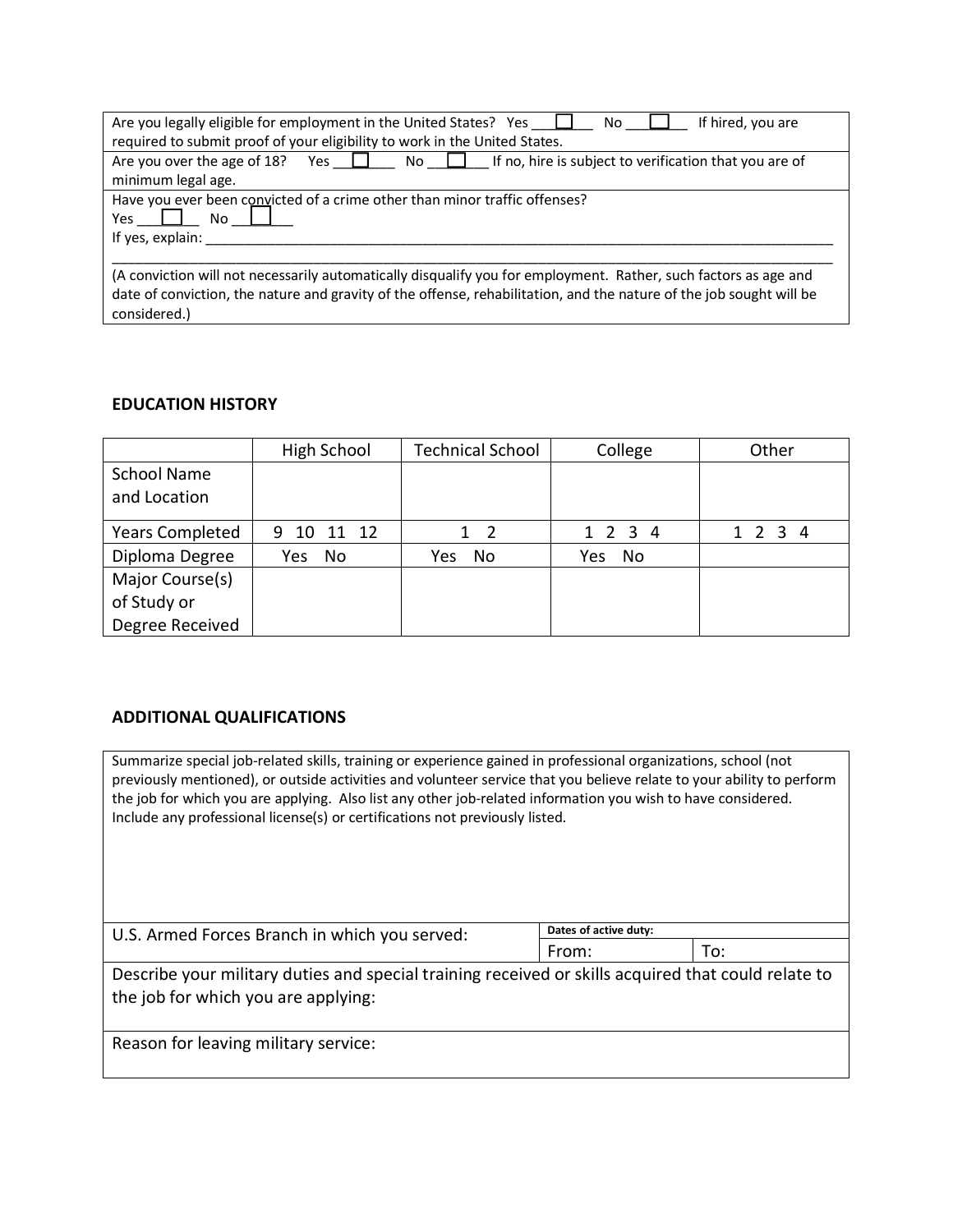Are you legally eligible for employment in the United States? Yes ☐ No ☐ If hired, you are required to submit proof of your eligibility to work in the United States.

Are you over the age of 18? Yes ☐ No ☐ If no, hire is subject to verification that you are of minimum legal age.

Have you ever been convicted of a crime other than minor traffic offenses?
Yes ☐ No ☐
If yes, explain: ______________________________________________________________________________
______________________________________________________________________________

(A conviction will not necessarily automatically disqualify you for employment. Rather, such factors as age and date of conviction, the nature and gravity of the offense, rehabilitation, and the nature of the job sought will be considered.)

**EDUCATION HISTORY**

| | High School | Technical School | College | Other |
|---|---|---|---|---|
| School Name and Location | | | | |
| Years Completed | 9 10 11 12 | 1 2 | 1 2 3 4 | 1 2 3 4 |
| Diploma Degree | Yes No | Yes No | Yes No | |
| Major Course(s) of Study or Degree Received | | | | |

**ADDITIONAL QUALIFICATIONS**

Summarize special job-related skills, training or experience gained in professional organizations, school (not previously mentioned), or outside activities and volunteer service that you believe relate to your ability to perform the job for which you are applying. Also list any other job-related information you wish to have considered. Include any professional license(s) or certifications not previously listed.

| | | |
|---|---|---|
| U.S. Armed Forces Branch in which you served: | Dates of active duty: From: | To: |

Describe your military duties and special training received or skills acquired that could relate to the job for which you are applying:

Reason for leaving military service: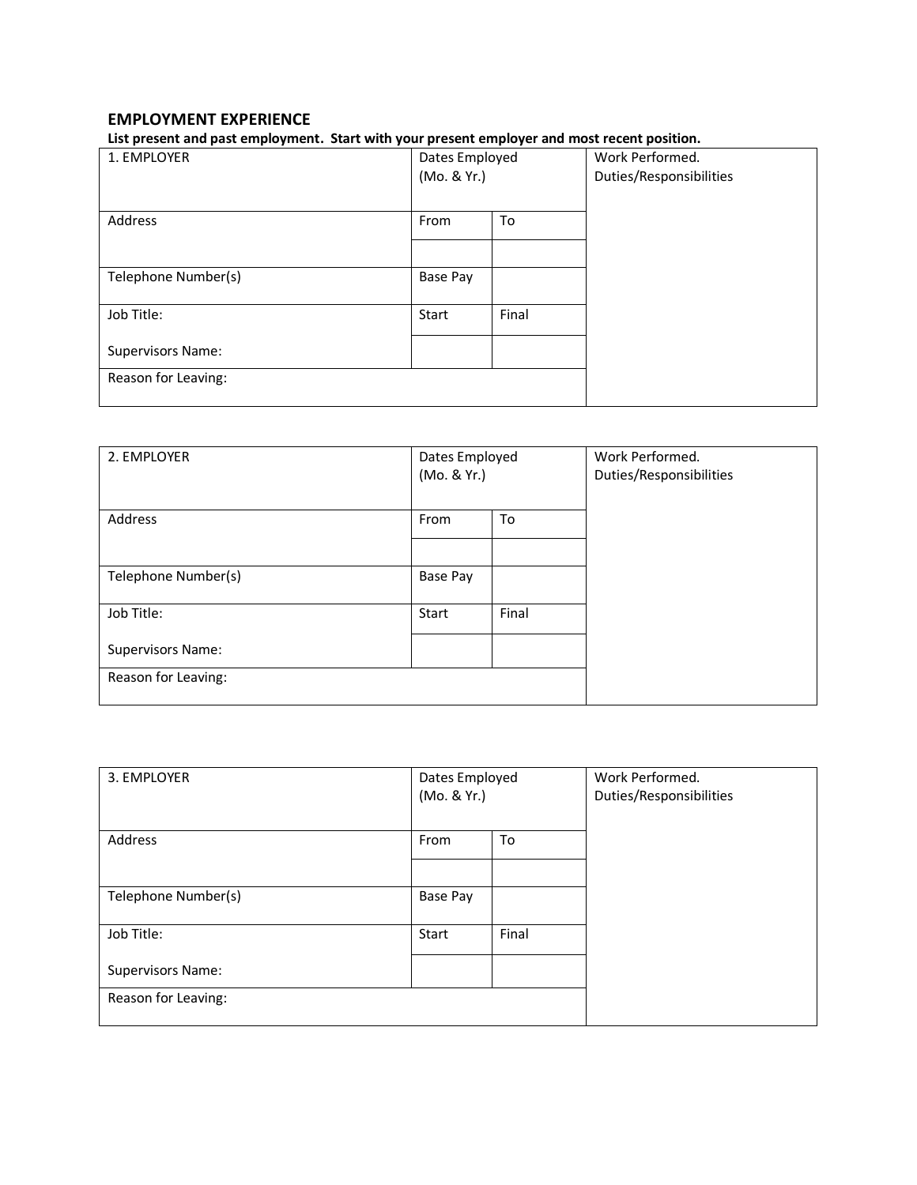## EMPLOYMENT EXPERIENCE

**List present and past employment. Start with your present employer and most recent position.**

| | | | |
|---|---|---|---|
| 1. EMPLOYER | Dates Employed (Mo. & Yr.) | | Work Performed. Duties/Responsibilities |
| Address | From | To | |
| | | | |
| Telephone Number(s) | Base Pay | | |
| Job Title: | Start | Final | |
| Supervisors Name: | | | |
| Reason for Leaving: | | | |

| | | | |
|---|---|---|---|
| 2. EMPLOYER | Dates Employed (Mo. & Yr.) | | Work Performed. Duties/Responsibilities |
| Address | From | To | |
| | | | |
| Telephone Number(s) | Base Pay | | |
| Job Title: | Start | Final | |
| Supervisors Name: | | | |
| Reason for Leaving: | | | |

| | | | |
|---|---|---|---|
| 3. EMPLOYER | Dates Employed (Mo. & Yr.) | | Work Performed. Duties/Responsibilities |
| Address | From | To | |
| | | | |
| Telephone Number(s) | Base Pay | | |
| Job Title: | Start | Final | |
| Supervisors Name: | | | |
| Reason for Leaving: | | | |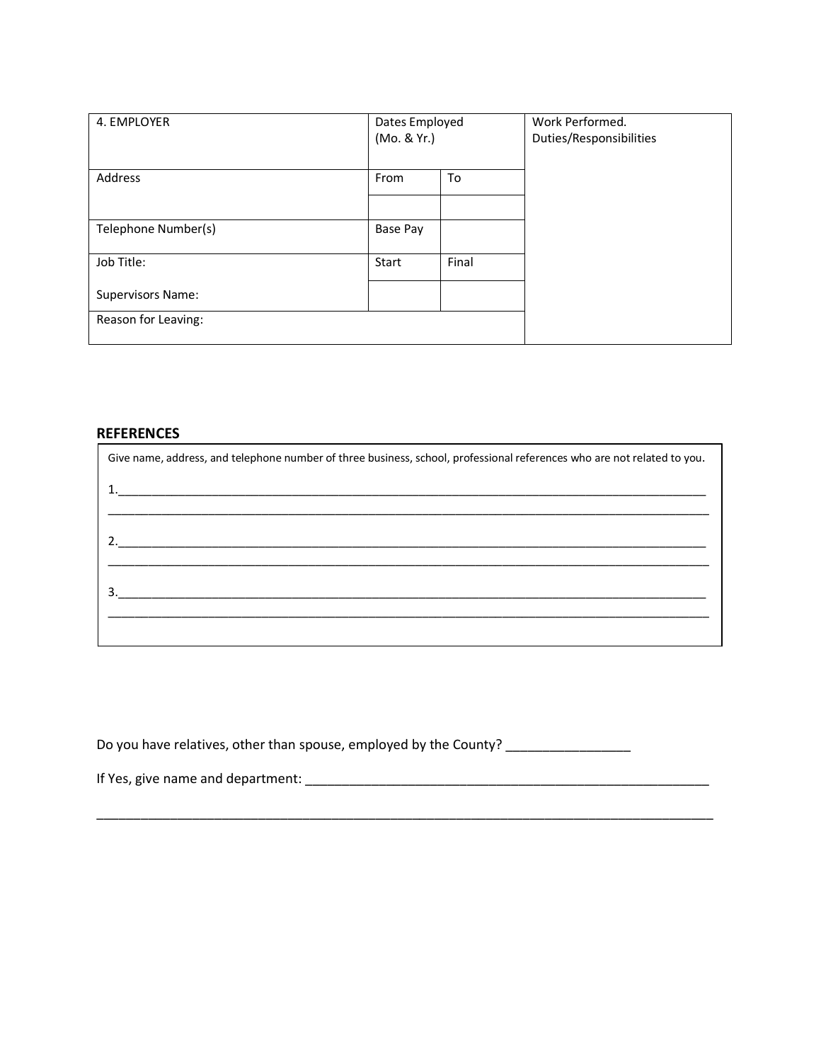| 4. EMPLOYER | Dates Employed (Mo. & Yr.) | | Work Performed. Duties/Responsibilities |
|---|---|---|---|
| Address | From | To | |
| | | | |
| Telephone Number(s) | Base Pay | | |
| Job Title: | Start | Final | |
| Supervisors Name: | | | |
| Reason for Leaving: | | | |

**REFERENCES**

Give name, address, and telephone number of three business, school, professional references who are not related to you.

1.________________________________________________________________________________________

__________________________________________________________________________________________

2.________________________________________________________________________________________

__________________________________________________________________________________________

3.________________________________________________________________________________________

__________________________________________________________________________________________

Do you have relatives, other than spouse, employed by the County? _________________

If Yes, give name and department: __________________________________________________________

__________________________________________________________________________________________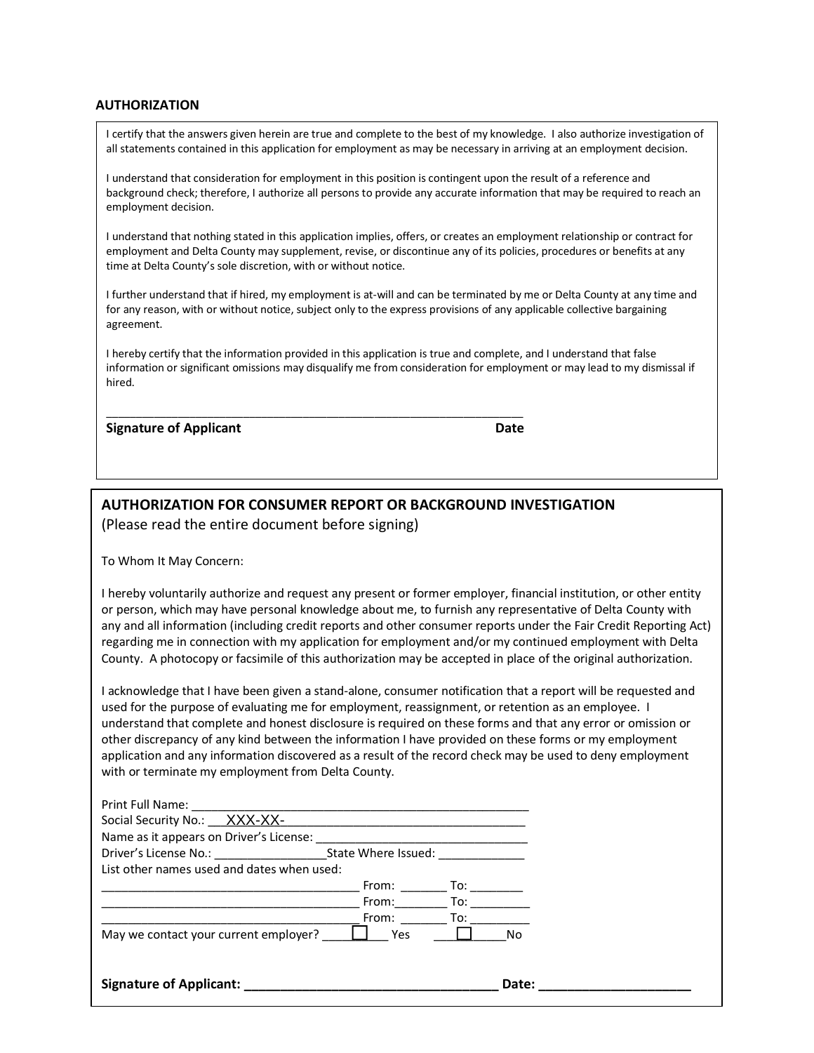## AUTHORIZATION

I certify that the answers given herein are true and complete to the best of my knowledge. I also authorize investigation of all statements contained in this application for employment as may be necessary in arriving at an employment decision.

I understand that consideration for employment in this position is contingent upon the result of a reference and background check; therefore, I authorize all persons to provide any accurate information that may be required to reach an employment decision.

I understand that nothing stated in this application implies, offers, or creates an employment relationship or contract for employment and Delta County may supplement, revise, or discontinue any of its policies, procedures or benefits at any time at Delta County's sole discretion, with or without notice.

I further understand that if hired, my employment is at-will and can be terminated by me or Delta County at any time and for any reason, with or without notice, subject only to the express provisions of any applicable collective bargaining agreement.

I hereby certify that the information provided in this application is true and complete, and I understand that false information or significant omissions may disqualify me from consideration for employment or may lead to my dismissal if hired.

_______________________________________________________________

**Signature of Applicant** **Date**

## AUTHORIZATION FOR CONSUMER REPORT OR BACKGROUND INVESTIGATION

(Please read the entire document before signing)

To Whom It May Concern:

I hereby voluntarily authorize and request any present or former employer, financial institution, or other entity or person, which may have personal knowledge about me, to furnish any representative of Delta County with any and all information (including credit reports and other consumer reports under the Fair Credit Reporting Act) regarding me in connection with my application for employment and/or my continued employment with Delta County. A photocopy or facsimile of this authorization may be accepted in place of the original authorization.

I acknowledge that I have been given a stand-alone, consumer notification that a report will be requested and used for the purpose of evaluating me for employment, reassignment, or retention as an employee. I understand that complete and honest disclosure is required on these forms and that any error or omission or other discrepancy of any kind between the information I have provided on these forms or my employment application and any information discovered as a result of the record check may be used to deny employment with or terminate my employment from Delta County.

Print Full Name: ___________________________________________________

Social Security No.: XXX-XX-____________________________________

Name as it appears on Driver's License: ________________________________

Driver's License No.: _________________State Where Issued: _____________

List other names used and dates when used:

_______________________________________ From: _______ To: ________

_______________________________________ From: _______ To: _________

_______________________________________ From: _______ To: _________

May we contact your current employer? ☐ Yes ☐ No

**Signature of Applicant: ___________________________________ Date: _____________________**